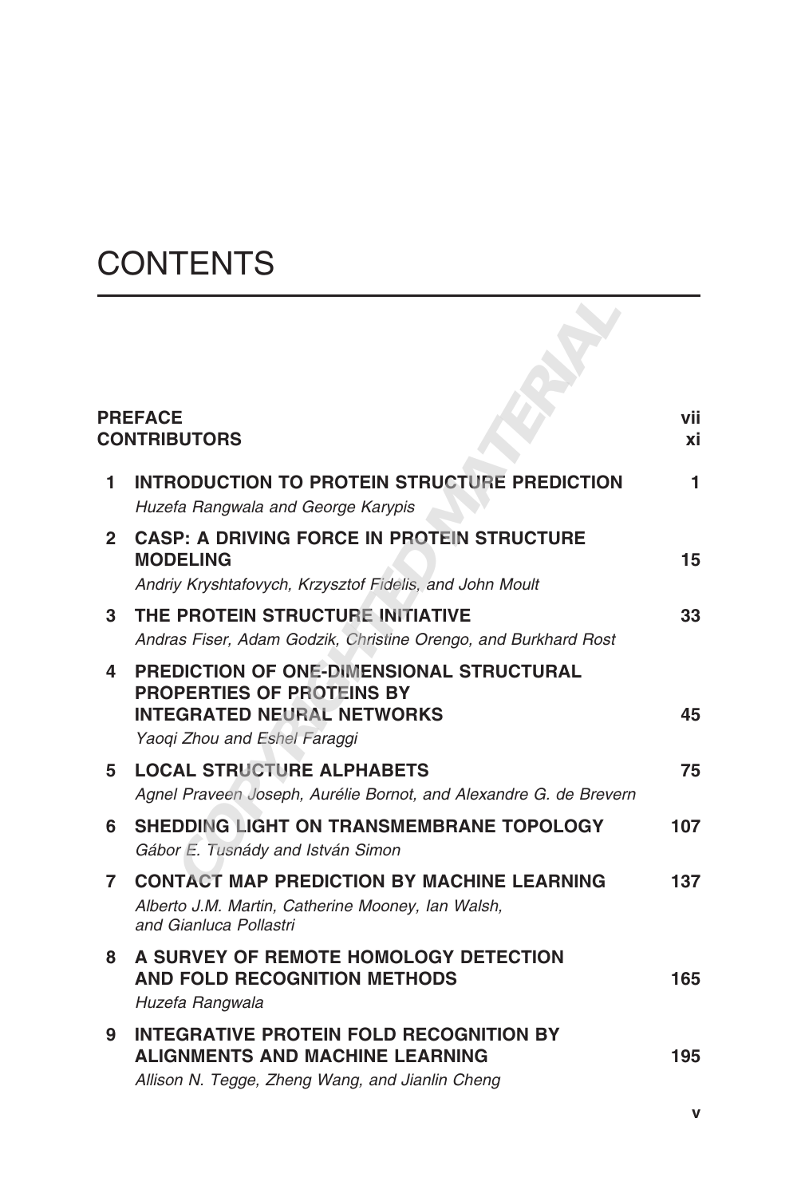# CONTENTS

| | | |
|---|---|---|
| **PREFACE** | | **vii** |
| **CONTRIBUTORS** | | **xi** |
| **1** | **INTRODUCTION TO PROTEIN STRUCTURE PREDICTION**<br>*Huzefa Rangwala and George Karypis* | **1** |
| **2** | **CASP: A DRIVING FORCE IN PROTEIN STRUCTURE MODELING**<br>*Andriy Kryshtafovych, Krzysztof Fidelis, and John Moult* | **15** |
| **3** | **THE PROTEIN STRUCTURE INITIATIVE**<br>*Andras Fiser, Adam Godzik, Christine Orengo, and Burkhard Rost* | **33** |
| **4** | **PREDICTION OF ONE-DIMENSIONAL STRUCTURAL PROPERTIES OF PROTEINS BY INTEGRATED NEURAL NETWORKS**<br>*Yaoqi Zhou and Eshel Faraggi* | **45** |
| **5** | **LOCAL STRUCTURE ALPHABETS**<br>*Agnel Praveen Joseph, Aurélie Bornot, and Alexandre G. de Brevern* | **75** |
| **6** | **SHEDDING LIGHT ON TRANSMEMBRANE TOPOLOGY**<br>*Gábor E. Tusnády and István Simon* | **107** |
| **7** | **CONTACT MAP PREDICTION BY MACHINE LEARNING**<br>*Alberto J.M. Martin, Catherine Mooney, Ian Walsh, and Gianluca Pollastri* | **137** |
| **8** | **A SURVEY OF REMOTE HOMOLOGY DETECTION AND FOLD RECOGNITION METHODS**<br>*Huzefa Rangwala* | **165** |
| **9** | **INTEGRATIVE PROTEIN FOLD RECOGNITION BY ALIGNMENTS AND MACHINE LEARNING**<br>*Allison N. Tegge, Zheng Wang, and Jianlin Cheng* | **195** |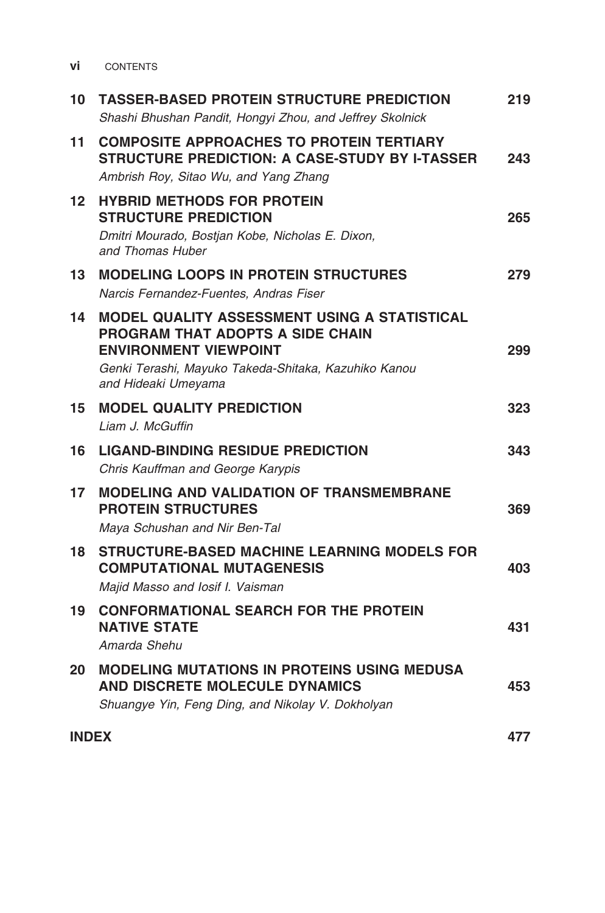| | | |
|---|---|---|
| **10** | **TASSER-BASED PROTEIN STRUCTURE PREDICTION**<br>*Shashi Bhushan Pandit, Hongyi Zhou, and Jeffrey Skolnick* | **219** |
| **11** | **COMPOSITE APPROACHES TO PROTEIN TERTIARY STRUCTURE PREDICTION: A CASE-STUDY BY I-TASSER**<br>*Ambrish Roy, Sitao Wu, and Yang Zhang* | **243** |
| **12** | **HYBRID METHODS FOR PROTEIN STRUCTURE PREDICTION**<br>*Dmitri Mourado, Bostjan Kobe, Nicholas E. Dixon, and Thomas Huber* | **265** |
| **13** | **MODELING LOOPS IN PROTEIN STRUCTURES**<br>*Narcis Fernandez-Fuentes, Andras Fiser* | **279** |
| **14** | **MODEL QUALITY ASSESSMENT USING A STATISTICAL PROGRAM THAT ADOPTS A SIDE CHAIN ENVIRONMENT VIEWPOINT**<br>*Genki Terashi, Mayuko Takeda-Shitaka, Kazuhiko Kanou and Hideaki Umeyama* | **299** |
| **15** | **MODEL QUALITY PREDICTION**<br>*Liam J. McGuffin* | **323** |
| **16** | **LIGAND-BINDING RESIDUE PREDICTION**<br>*Chris Kauffman and George Karypis* | **343** |
| **17** | **MODELING AND VALIDATION OF TRANSMEMBRANE PROTEIN STRUCTURES**<br>*Maya Schushan and Nir Ben-Tal* | **369** |
| **18** | **STRUCTURE-BASED MACHINE LEARNING MODELS FOR COMPUTATIONAL MUTAGENESIS**<br>*Majid Masso and Iosif I. Vaisman* | **403** |
| **19** | **CONFORMATIONAL SEARCH FOR THE PROTEIN NATIVE STATE**<br>*Amarda Shehu* | **431** |
| **20** | **MODELING MUTATIONS IN PROTEINS USING MEDUSA AND DISCRETE MOLECULE DYNAMICS**<br>*Shuangye Yin, Feng Ding, and Nikolay V. Dokholyan* | **453** |
| **INDEX** | | **477** |